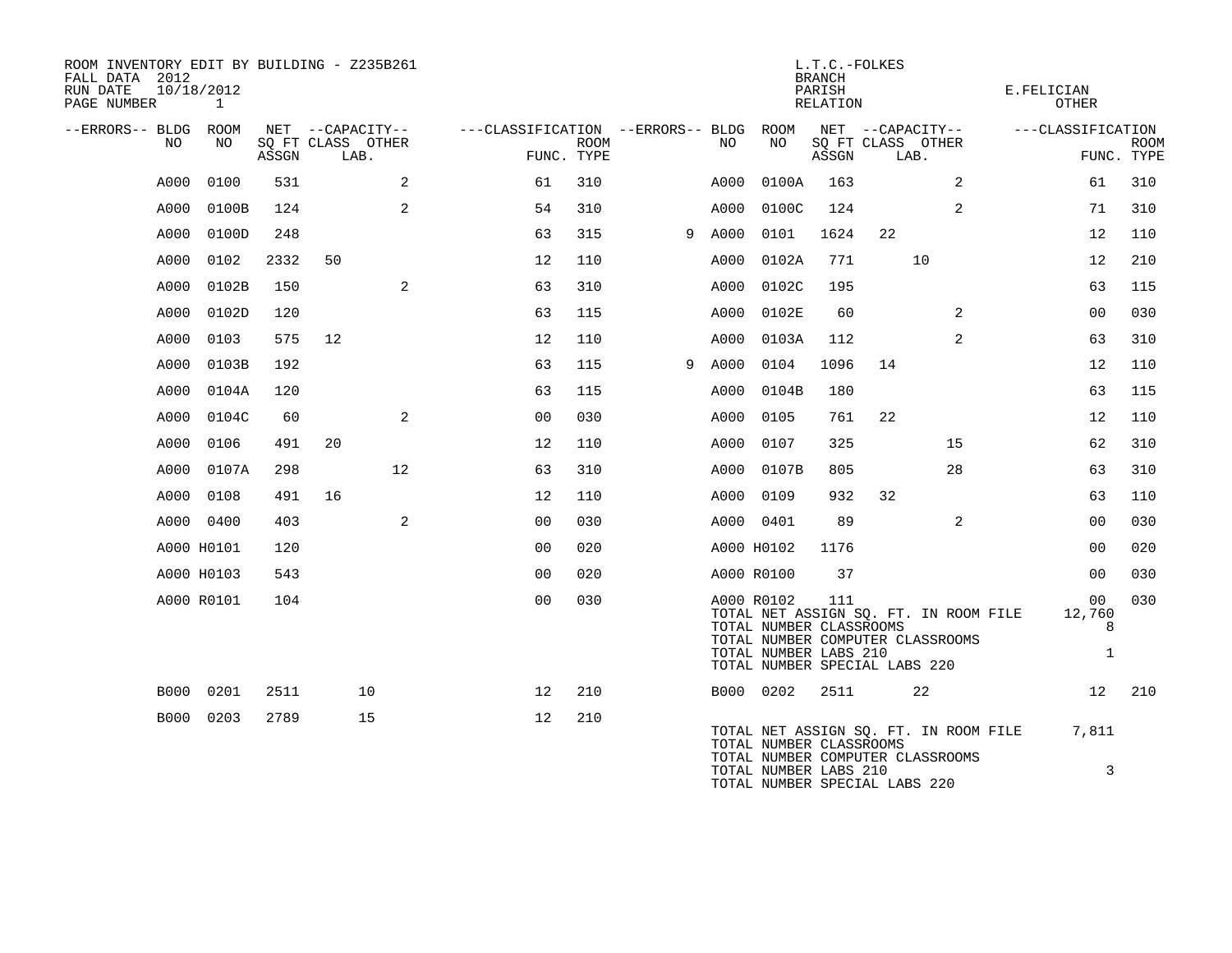ROOM INVENTORY EDIT BY BUILDING - Z235B261
FALL DATA 2012
RUN DATE 10/18/2012
PAGE NUMBER 1

L.T.C.-FOLKES
BRANCH
PARISH
RELATION

E.FELICIAN
OTHER

| --ERRORS-- | BLDG NO | ROOM NO | NET SQ FT ASSGN | CAPACITY CLASS | CAPACITY LAB. | CAPACITY OTHER | CLASSIFICATION FUNC. | ROOM TYPE | --ERRORS-- | BLDG NO | ROOM NO | NET SQ FT ASSGN | CAPACITY CLASS | CAPACITY LAB. | CAPACITY OTHER | CLASSIFICATION FUNC. | ROOM TYPE |
|---|---|---|---|---|---|---|---|---|---|---|---|---|---|---|---|---|---|
| | A000 | 0100 | 531 | | | 2 | 61 | 310 | | A000 | 0100A | 163 | | | 2 | 61 | 310 |
| | A000 | 0100B | 124 | | | 2 | 54 | 310 | | A000 | 0100C | 124 | | | 2 | 71 | 310 |
| | A000 | 0100D | 248 | | | | 63 | 315 | 9 | A000 | 0101 | 1624 | 22 | | | 12 | 110 |
| | A000 | 0102 | 2332 | 50 | | | 12 | 110 | | A000 | 0102A | 771 | | 10 | | 12 | 210 |
| | A000 | 0102B | 150 | | | 2 | 63 | 310 | | A000 | 0102C | 195 | | | | 63 | 115 |
| | A000 | 0102D | 120 | | | | 63 | 115 | | A000 | 0102E | 60 | | | 2 | 00 | 030 |
| | A000 | 0103 | 575 | 12 | | | 12 | 110 | | A000 | 0103A | 112 | | | 2 | 63 | 310 |
| | A000 | 0103B | 192 | | | | 63 | 115 | 9 | A000 | 0104 | 1096 | 14 | | | 12 | 110 |
| | A000 | 0104A | 120 | | | | 63 | 115 | | A000 | 0104B | 180 | | | | 63 | 115 |
| | A000 | 0104C | 60 | | | 2 | 00 | 030 | | A000 | 0105 | 761 | 22 | | | 12 | 110 |
| | A000 | 0106 | 491 | 20 | | | 12 | 110 | | A000 | 0107 | 325 | | | 15 | 62 | 310 |
| | A000 | 0107A | 298 | | | 12 | 63 | 310 | | A000 | 0107B | 805 | | | 28 | 63 | 310 |
| | A000 | 0108 | 491 | 16 | | | 12 | 110 | | A000 | 0109 | 932 | 32 | | | 63 | 110 |
| | A000 | 0400 | 403 | | | 2 | 00 | 030 | | A000 | 0401 | 89 | | | 2 | 00 | 030 |
| | A000 | H0101 | 120 | | | | 00 | 020 | | A000 | H0102 | 1176 | | | | 00 | 020 |
| | A000 | H0103 | 543 | | | | 00 | 020 | | A000 | R0100 | 37 | | | | 00 | 030 |
| | A000 | R0101 | 104 | | | | 00 | 030 | | A000 | R0102 | 111 | | | | 00 | 030 |

TOTAL NET ASSIGN SQ. FT. IN ROOM FILE 12,760
TOTAL NUMBER CLASSROOMS 8
TOTAL NUMBER COMPUTER CLASSROOMS
TOTAL NUMBER LABS 210 1
TOTAL NUMBER SPECIAL LABS 220

| --ERRORS-- | BLDG NO | ROOM NO | NET SQ FT ASSGN | CAPACITY CLASS | CAPACITY LAB. | CAPACITY OTHER | CLASSIFICATION FUNC. | ROOM TYPE | --ERRORS-- | BLDG NO | ROOM NO | NET SQ FT ASSGN | CAPACITY CLASS | CAPACITY LAB. | CAPACITY OTHER | CLASSIFICATION FUNC. | ROOM TYPE |
|---|---|---|---|---|---|---|---|---|---|---|---|---|---|---|---|---|---|
| | B000 | 0201 | 2511 | | 10 | | 12 | 210 | | B000 | 0202 | 2511 | | 22 | | 12 | 210 |
| | B000 | 0203 | 2789 | | 15 | | 12 | 210 | | | | | | | | | |

TOTAL NET ASSIGN SQ. FT. IN ROOM FILE 7,811
TOTAL NUMBER CLASSROOMS
TOTAL NUMBER COMPUTER CLASSROOMS
TOTAL NUMBER LABS 210 3
TOTAL NUMBER SPECIAL LABS 220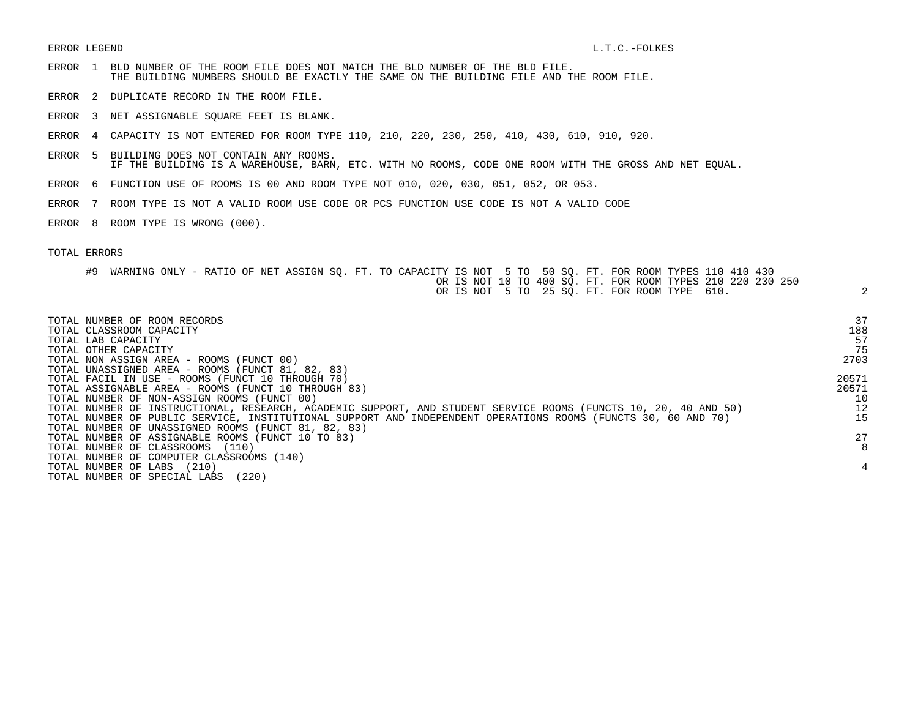ERROR LEGEND L.T.C.-FOLKES

ERROR 1 BLD NUMBER OF THE ROOM FILE DOES NOT MATCH THE BLD NUMBER OF THE BLD FILE.
THE BUILDING NUMBERS SHOULD BE EXACTLY THE SAME ON THE BUILDING FILE AND THE ROOM FILE.

ERROR 2 DUPLICATE RECORD IN THE ROOM FILE.

ERROR 3 NET ASSIGNABLE SQUARE FEET IS BLANK.

ERROR 4 CAPACITY IS NOT ENTERED FOR ROOM TYPE 110, 210, 220, 230, 250, 410, 430, 610, 910, 920.

ERROR 5 BUILDING DOES NOT CONTAIN ANY ROOMS.
IF THE BUILDING IS A WAREHOUSE, BARN, ETC. WITH NO ROOMS, CODE ONE ROOM WITH THE GROSS AND NET EQUAL.

ERROR 6 FUNCTION USE OF ROOMS IS 00 AND ROOM TYPE NOT 010, 020, 030, 051, 052, OR 053.

ERROR 7 ROOM TYPE IS NOT A VALID ROOM USE CODE OR PCS FUNCTION USE CODE IS NOT A VALID CODE

ERROR 8 ROOM TYPE IS WRONG (000).

TOTAL ERRORS

| | |
|---|---|
| #9 WARNING ONLY - RATIO OF NET ASSIGN SQ. FT. TO CAPACITY IS NOT 5 TO 50 SQ. FT. FOR ROOM TYPES 110 410 430 OR IS NOT 10 TO 400 SQ. FT. FOR ROOM TYPES 210 220 230 250 OR IS NOT 5 TO 25 SQ. FT. FOR ROOM TYPE 610. | 2 |

| | |
|---|---|
| TOTAL NUMBER OF ROOM RECORDS | 37 |
| TOTAL CLASSROOM CAPACITY | 188 |
| TOTAL LAB CAPACITY | 57 |
| TOTAL OTHER CAPACITY | 75 |
| TOTAL NON ASSIGN AREA - ROOMS (FUNCT 00) | 2703 |
| TOTAL UNASSIGNED AREA - ROOMS (FUNCT 81, 82, 83) | |
| TOTAL FACIL IN USE - ROOMS (FUNCT 10 THROUGH 70) | 20571 |
| TOTAL ASSIGNABLE AREA - ROOMS (FUNCT 10 THROUGH 83) | 20571 |
| TOTAL NUMBER OF NON-ASSIGN ROOMS (FUNCT 00) | 10 |
| TOTAL NUMBER OF INSTRUCTIONAL, RESEARCH, ACADEMIC SUPPORT, AND STUDENT SERVICE ROOMS (FUNCTS 10, 20, 40 AND 50) | 12 |
| TOTAL NUMBER OF PUBLIC SERVICE, INSTITUTIONAL SUPPORT AND INDEPENDENT OPERATIONS ROOMS (FUNCTS 30, 60 AND 70) | 15 |
| TOTAL NUMBER OF UNASSIGNED ROOMS (FUNCT 81, 82, 83) | |
| TOTAL NUMBER OF ASSIGNABLE ROOMS (FUNCT 10 TO 83) | 27 |
| TOTAL NUMBER OF CLASSROOMS (110) | 8 |
| TOTAL NUMBER OF COMPUTER CLASSROOMS (140) | |
| TOTAL NUMBER OF LABS (210) | 4 |
| TOTAL NUMBER OF SPECIAL LABS (220) | |